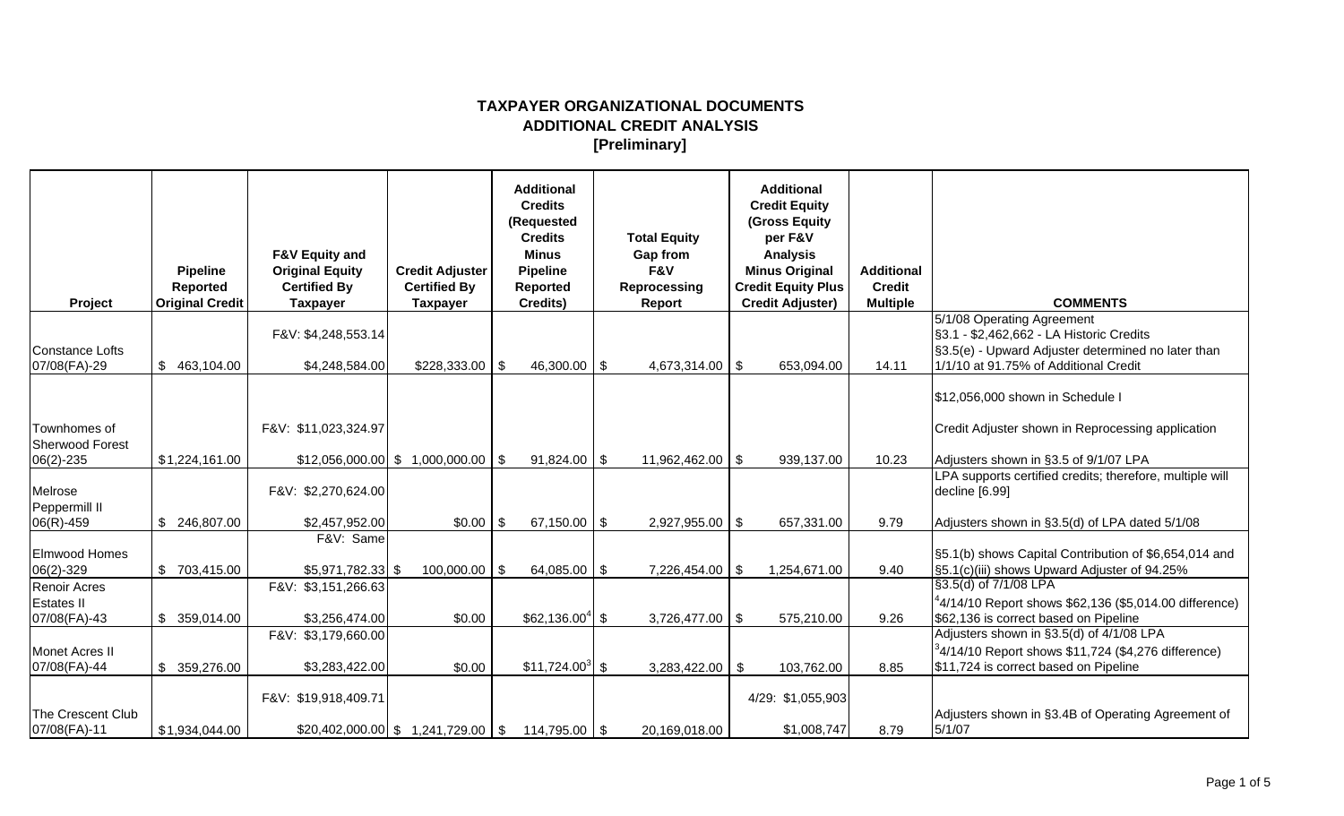# TAXPAYER ORGANIZATIONAL DOCUMENTS
## ADDITIONAL CREDIT ANALYSIS
### [Preliminary]

| Project | Pipeline Reported Original Credit | F&V Equity and Original Equity Certified By Taxpayer | Credit Adjuster Certified By Taxpayer | Additional Credits (Requested Credits Minus Pipeline Reported Credits) | Total Equity Gap from F&V Reprocessing Report | Additional Credit Equity (Gross Equity per F&V Analysis Minus Original Credit Equity Plus Credit Adjuster) | Additional Credit Multiple | COMMENTS |
|---|---|---|---|---|---|---|---|---|
| Constance Lofts 07/08(FA)-29 | $ 463,104.00 | F&V: $4,248,553.14<br>$4,248,584.00 | $228,333.00 | $ 46,300.00 | $ 4,673,314.00 | $ 653,094.00 | 14.11 | 5/1/08 Operating Agreement<br>§3.1 - $2,462,662 - LA Historic Credits<br>§3.5(e) - Upward Adjuster determined no later than 1/1/10 at 91.75% of Additional Credit |
| Townhomes of Sherwood Forest 06(2)-235 | $1,224,161.00 | F&V: $11,023,324.97<br>$12,056,000.00 | $ 1,000,000.00 | $ 91,824.00 | $ 11,962,462.00 | $ 939,137.00 | 10.23 | $12,056,000 shown in Schedule I<br>Credit Adjuster shown in Reprocessing application<br>Adjusters shown in §3.5 of 9/1/07 LPA |
| Melrose Peppermill II 06(R)-459 | $ 246,807.00 | F&V: $2,270,624.00<br>$2,457,952.00 | $0.00 | $ 67,150.00 | $ 2,927,955.00 | $ 657,331.00 | 9.79 | LPA supports certified credits; therefore, multiple will decline [6.99]<br>Adjusters shown in §3.5(d) of LPA dated 5/1/08 |
| Elmwood Homes 06(2)-329 | $ 703,415.00 | F&V: Same<br>$5,971,782.33 | $ 100,000.00 | $ 64,085.00 | $ 7,226,454.00 | $ 1,254,671.00 | 9.40 | §5.1(b) shows Capital Contribution of $6,654,014 and §5.1(c)(iii) shows Upward Adjuster of 94.25% |
| Renoir Acres Estates II 07/08(FA)-43 | $ 359,014.00 | F&V: $3,151,266.63<br>$3,256,474.00 | $0.00 | $62,136.00[4] | $ 3,726,477.00 | $ 575,210.00 | 9.26 | §3.5(d) of 7/1/08 LPA<br>[4]4/14/10 Report shows $62,136 ($5,014.00 difference)<br>$62,136 is correct based on Pipeline |
| Monet Acres II 07/08(FA)-44 | $ 359,276.00 | F&V: $3,179,660.00<br>$3,283,422.00 | $0.00 | $11,724.00[3] | $ 3,283,422.00 | $ 103,762.00 | 8.85 | Adjusters shown in §3.5(d) of 4/1/08 LPA<br>[3]4/14/10 Report shows $11,724 ($4,276 difference)<br>$11,724 is correct based on Pipeline |
| The Crescent Club 07/08(FA)-11 | $1,934,044.00 | F&V: $19,918,409.71<br>$20,402,000.00 | $ 1,241,729.00 | $ 114,795.00 | $ 20,169,018.00 | 4/29: $1,055,903<br>$1,008,747 | 8.79 | Adjusters shown in §3.4B of Operating Agreement of 5/1/07 |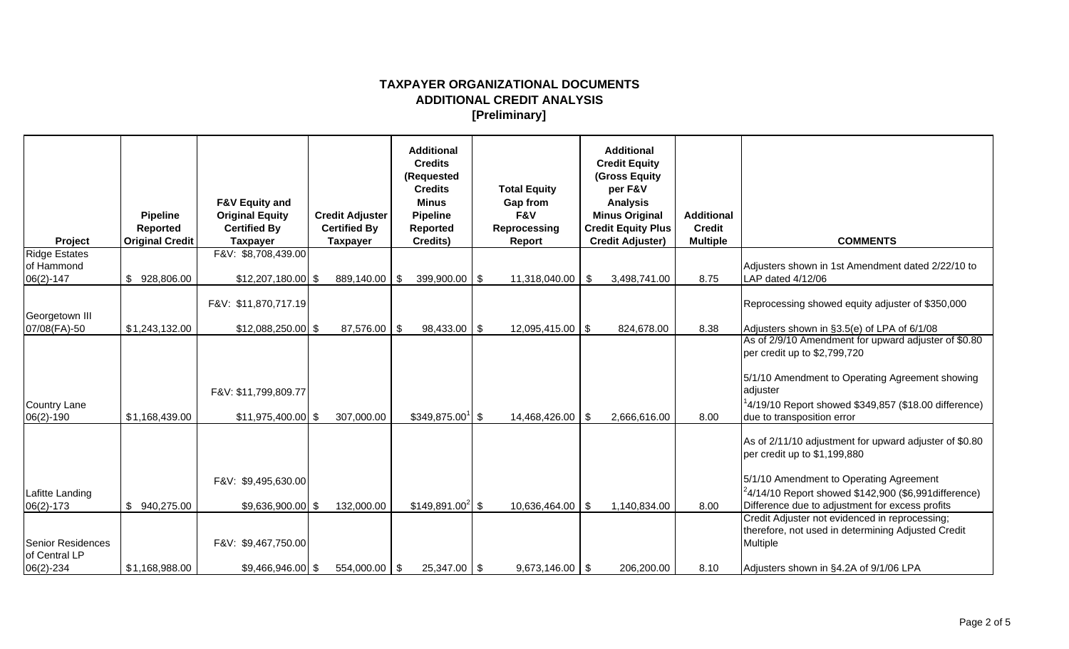# TAXPAYER ORGANIZATIONAL DOCUMENTS
## ADDITIONAL CREDIT ANALYSIS
### [Preliminary]

| Project | Pipeline Reported Original Credit | F&V Equity and Original Equity Certified By Taxpayer | Credit Adjuster Certified By Taxpayer | Additional Credits (Requested Credits Minus Pipeline Reported Credits) | Total Equity Gap from F&V Reprocessing Report | Additional Credit Equity (Gross Equity per F&V Analysis Minus Original Credit Equity Plus Credit Adjuster) | Additional Credit Multiple | COMMENTS |
|---|---|---|---|---|---|---|---|---|
| Ridge Estates of Hammond 06(2)-147 | $ 928,806.00 | F&V: $8,708,439.00<br>$12,207,180.00 | $ 889,140.00 | $ 399,900.00 | $ 11,318,040.00 | $ 3,498,741.00 | 8.75 | Adjusters shown in 1st Amendment dated 2/22/10 to LAP dated 4/12/06 |
| Georgetown III 07/08(FA)-50 | $1,243,132.00 | F&V: $11,870,717.19<br>$12,088,250.00 | $ 87,576.00 | $ 98,433.00 | $ 12,095,415.00 | $ 824,678.00 | 8.38 | Reprocessing showed equity adjuster of $350,000<br>Adjusters shown in §3.5(e) of LPA of 6/1/08 |
| Country Lane 06(2)-190 | $1,168,439.00 | F&V: $11,799,809.77<br>$11,975,400.00 | $ 307,000.00 | $349,875.00[1] | $ 14,468,426.00 | $ 2,666,616.00 | 8.00 | As of 2/9/10 Amendment for upward adjuster of $0.80 per credit up to $2,799,720<br>5/1/10 Amendment to Operating Agreement showing adjuster<br>[1]4/19/10 Report showed $349,857 ($18.00 difference) due to transposition error |
| Lafitte Landing 06(2)-173 | $ 940,275.00 | F&V: $9,495,630.00<br>$9,636,900.00 | $ 132,000.00 | $149,891.00[2] | $ 10,636,464.00 | $ 1,140,834.00 | 8.00 | As of 2/11/10 adjustment for upward adjuster of $0.80 per credit up to $1,199,880<br>5/1/10 Amendment to Operating Agreement<br>[2]4/14/10 Report showed $142,900 ($6,991difference) Difference due to adjustment for excess profits |
| Senior Residences of Central LP 06(2)-234 | $1,168,988.00 | F&V: $9,467,750.00<br>$9,466,946.00 | $ 554,000.00 | $ 25,347.00 | $ 9,673,146.00 | $ 206,200.00 | 8.10 | Credit Adjuster not evidenced in reprocessing; therefore, not used in determining Adjusted Credit Multiple<br>Adjusters shown in §4.2A of 9/1/06 LPA |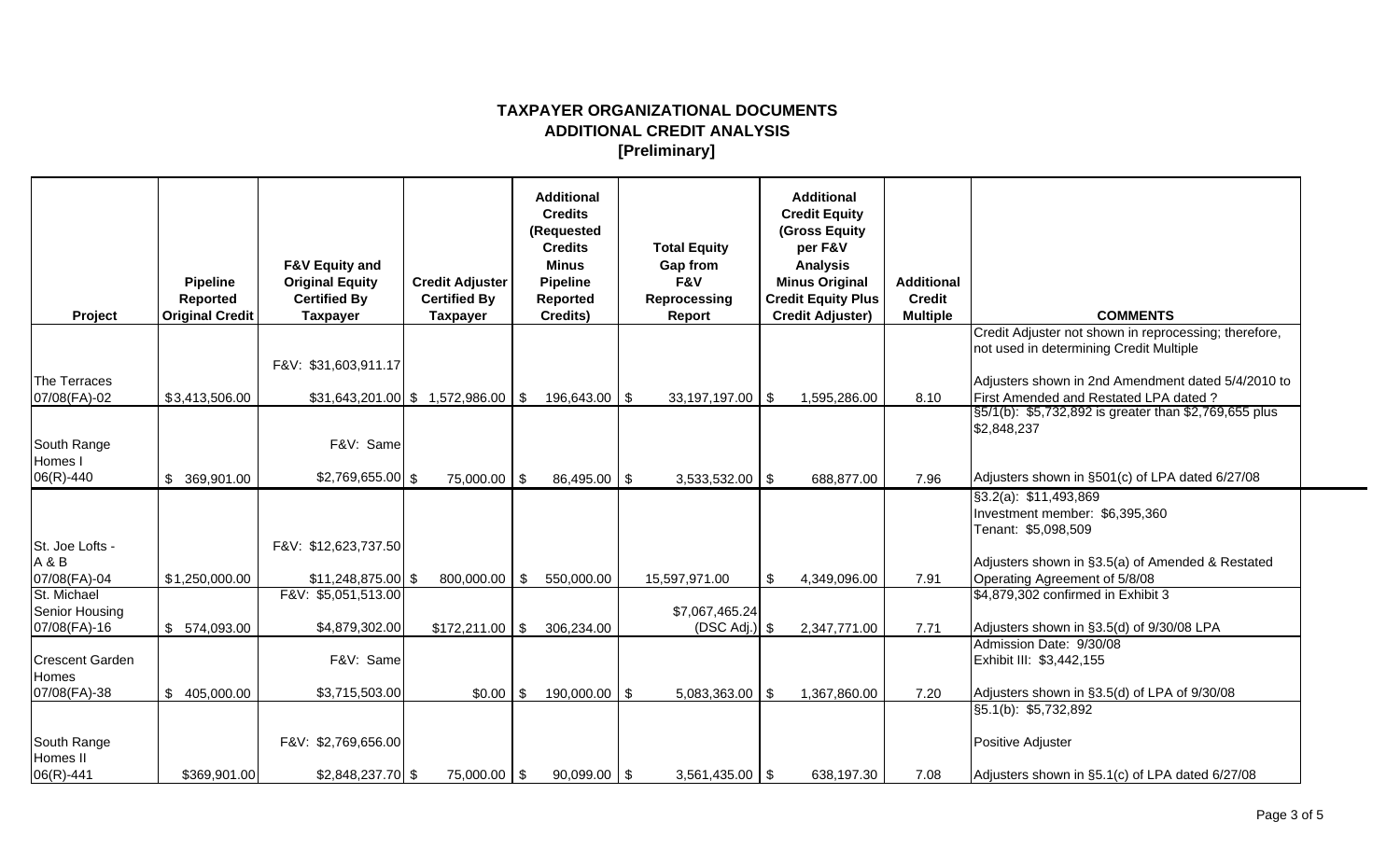**TAXPAYER ORGANIZATIONAL DOCUMENTS**
**ADDITIONAL CREDIT ANALYSIS**
**[Preliminary]**

| Project | Pipeline Reported Original Credit | F&V Equity and Original Equity Certified By Taxpayer | Credit Adjuster Certified By Taxpayer | Additional Credits (Requested Credits Minus Pipeline Reported Credits) | Total Equity Gap from F&V Reprocessing Report | Additional Credit Equity (Gross Equity per F&V Analysis Minus Original Credit Equity Plus Credit Adjuster) | Additional Credit Multiple | COMMENTS |
|---|---|---|---|---|---|---|---|---|
| The Terraces 07/08(FA)-02 | $3,413,506.00 | F&V: $31,603,911.17<br>$31,643,201.00 | $ 1,572,986.00 | $ 196,643.00 | $ 33,197,197.00 | $ 1,595,286.00 | 8.10 | Credit Adjuster not shown in reprocessing; therefore, not used in determining Credit Multiple<br>Adjusters shown in 2nd Amendment dated 5/4/2010 to First Amended and Restated LPA dated ? |
| South Range Homes I 06(R)-440 | $ 369,901.00 | F&V: Same<br>$2,769,655.00 | $ 75,000.00 | $ 86,495.00 | $ 3,533,532.00 | $ 688,877.00 | 7.96 | §5/1(b): $5,732,892 is greater than $2,769,655 plus $2,848,237<br>Adjusters shown in §501(c) of LPA dated 6/27/08 |
| St. Joe Lofts - A & B 07/08(FA)-04 | $1,250,000.00 | F&V: $12,623,737.50<br>$11,248,875.00 | $ 800,000.00 | $ 550,000.00 | 15,597,971.00 | $ 4,349,096.00 | 7.91 | §3.2(a): $11,493,869<br>Investment member: $6,395,360<br>Tenant: $5,098,509<br>Adjusters shown in §3.5(a) of Amended & Restated Operating Agreement of 5/8/08 |
| St. Michael Senior Housing 07/08(FA)-16 | $ 574,093.00 | F&V: $5,051,513.00<br>$4,879,302.00 | $172,211.00 | $ 306,234.00 | $7,067,465.24 (DSC Adj.) | $ 2,347,771.00 | 7.71 | $4,879,302 confirmed in Exhibit 3<br>Adjusters shown in §3.5(d) of 9/30/08 LPA |
| Crescent Garden Homes 07/08(FA)-38 | $ 405,000.00 | F&V: Same<br>$3,715,503.00 | $0.00 | $ 190,000.00 | $ 5,083,363.00 | $ 1,367,860.00 | 7.20 | Admission Date: 9/30/08<br>Exhibit III: $3,442,155<br>Adjusters shown in §3.5(d) of LPA of 9/30/08 |
| South Range Homes II 06(R)-441 | $369,901.00 | F&V: $2,769,656.00<br>$2,848,237.70 | $ 75,000.00 | $ 90,099.00 | $ 3,561,435.00 | $ 638,197.30 | 7.08 | §5.1(b): $5,732,892<br>Positive Adjuster<br>Adjusters shown in §5.1(c) of LPA dated 6/27/08 |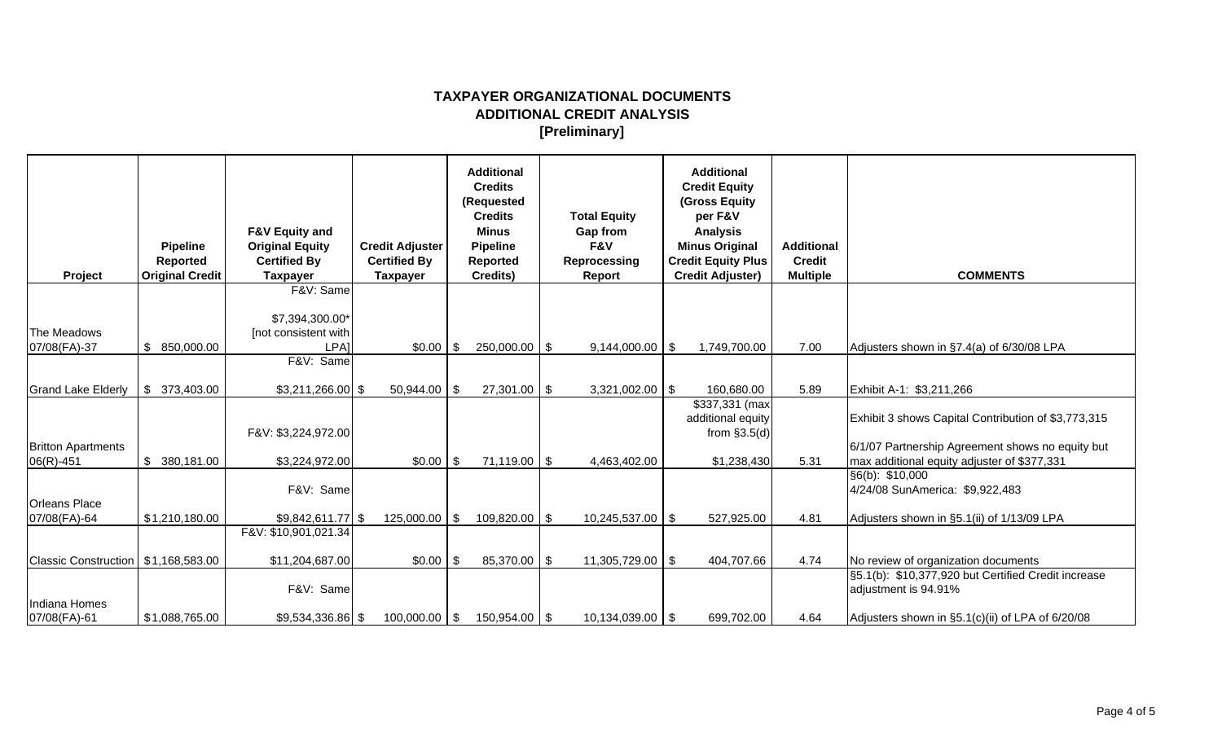**TAXPAYER ORGANIZATIONAL DOCUMENTS**
**ADDITIONAL CREDIT ANALYSIS**
**[Preliminary]**

| Project | Pipeline Reported Original Credit | F&V Equity and Original Equity Certified By Taxpayer | Credit Adjuster Certified By Taxpayer | Additional Credits (Requested Credits Minus Pipeline Reported Credits) | Total Equity Gap from F&V Reprocessing Report | Additional Credit Equity (Gross Equity per F&V Analysis Minus Original Credit Equity Plus Credit Adjuster) | Additional Credit Multiple | COMMENTS |
|---|---|---|---|---|---|---|---|---|
| The Meadows 07/08(FA)-37 | $ 850,000.00 | F&V: Same<br><br>$7,394,300.00*<br>[not consistent with LPA] | $0.00 | $ 250,000.00 | $ 9,144,000.00 | $ 1,749,700.00 | 7.00 | Adjusters shown in §7.4(a) of 6/30/08 LPA |
| Grand Lake Elderly | $ 373,403.00 | F&V: Same<br><br>$3,211,266.00 | $ 50,944.00 | $ 27,301.00 | $ 3,321,002.00 | $ 160,680.00 | 5.89 | Exhibit A-1: $3,211,266 |
| Britton Apartments 06(R)-451 | $ 380,181.00 | F&V: $3,224,972.00<br><br>$3,224,972.00 | $0.00 | $ 71,119.00 | $ 4,463,402.00 | $337,331 (max additional equity from §3.5(d)<br><br>$1,238,430 | 5.31 | Exhibit 3 shows Capital Contribution of $3,773,315<br><br>6/1/07 Partnership Agreement shows no equity but max additional equity adjuster of $377,331 |
| Orleans Place 07/08(FA)-64 | $1,210,180.00 | F&V: Same<br><br>$9,842,611.77 | $ 125,000.00 | $ 109,820.00 | $ 10,245,537.00 | $ 527,925.00 | 4.81 | §6(b): $10,000<br>4/24/08 SunAmerica: $9,922,483<br><br>Adjusters shown in §5.1(ii) of 1/13/09 LPA |
| Classic Construction | $1,168,583.00 | F&V: $10,901,021.34<br><br>$11,204,687.00 | $0.00 | $ 85,370.00 | $ 11,305,729.00 | $ 404,707.66 | 4.74 | No review of organization documents |
| Indiana Homes 07/08(FA)-61 | $1,088,765.00 | F&V: Same<br><br>$9,534,336.86 | $ 100,000.00 | $ 150,954.00 | $ 10,134,039.00 | $ 699,702.00 | 4.64 | §5.1(b): $10,377,920 but Certified Credit increase adjustment is 94.91%<br><br>Adjusters shown in §5.1(c)(ii) of LPA of 6/20/08 |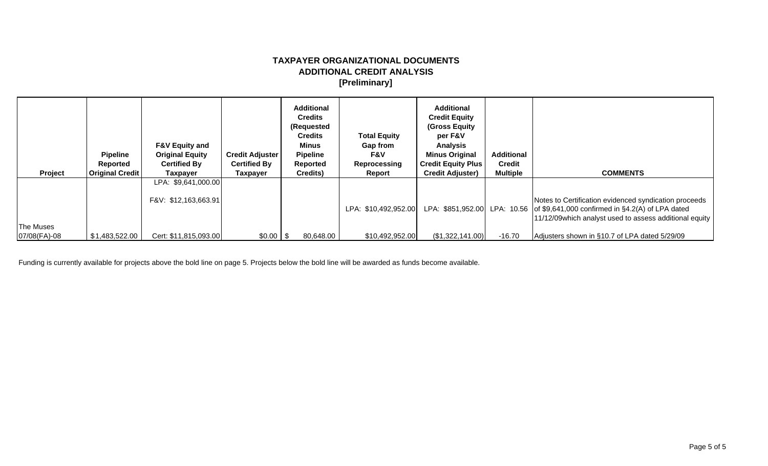## TAXPAYER ORGANIZATIONAL DOCUMENTS
## ADDITIONAL CREDIT ANALYSIS
## [Preliminary]

| Project | Pipeline Reported Original Credit | F&V Equity and Original Equity Certified By Taxpayer | Credit Adjuster Certified By Taxpayer | Additional Credits (Requested Credits Minus Pipeline Reported Credits) | Total Equity Gap from F&V Reprocessing Report | Additional Credit Equity (Gross Equity per F&V Analysis Minus Original Credit Equity Plus Credit Adjuster) | Additional Credit Multiple | COMMENTS |
|---|---|---|---|---|---|---|---|---|
| The Muses 07/08(FA)-08 | $1,483,522.00 | LPA: $9,641,000.00<br>F&V: $12,163,663.91<br>Cert: $11,815,093.00 | $0.00 | $ 80,648.00 | LPA: $10,492,952.00<br>$10,492,952.00 | LPA: $851,952.00<br>($1,322,141.00) | LPA: 10.56<br>-16.70 | Notes to Certification evidenced syndication proceeds of $9,641,000 confirmed in §4.2(A) of LPA dated 11/12/09which analyst used to assess additional equity<br>Adjusters shown in §10.7 of LPA dated 5/29/09 |

Funding is currently available for projects above the bold line on page 5. Projects below the bold line will be awarded as funds become available.